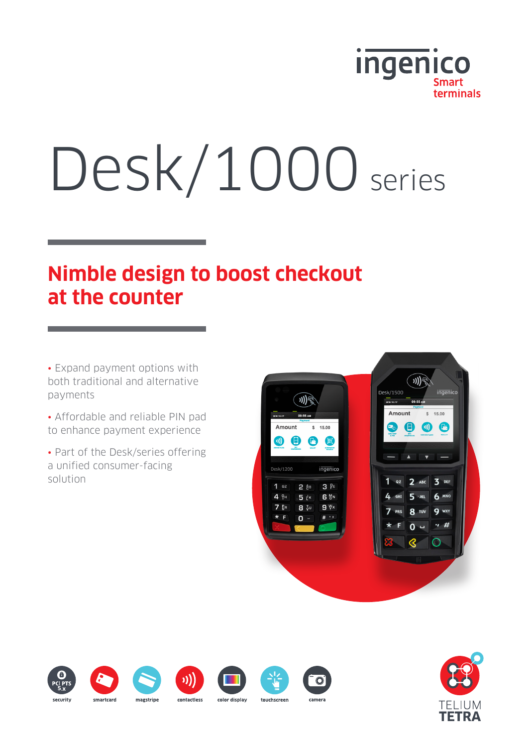ingenico
Smart terminals

# Desk/1000 series

## Nimble design to boost checkout at the counter

- Expand payment options with both traditional and alternative payments
- Affordable and reliable PIN pad to enhance payment experience
- Part of the Desk/series offering a unified consumer-facing solution

PCI PTS 5.x security | smartcard | magstripe | contactless | color display | touchscreen | camera

TELIUM TETRA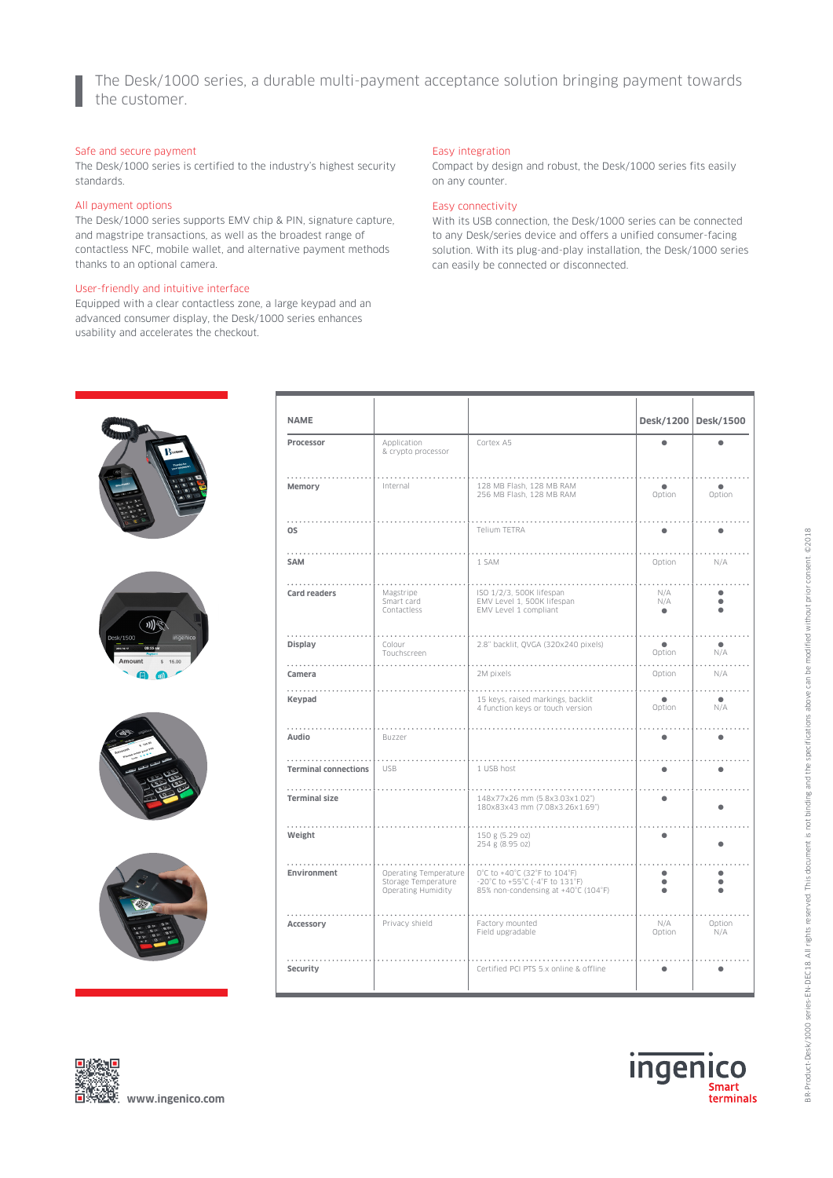# The Desk/1000 series, a durable multi-payment acceptance solution bringing payment towards the customer.

### Safe and secure payment

The Desk/1000 series is certified to the industry's highest security standards.

### All payment options

The Desk/1000 series supports EMV chip & PIN, signature capture, and magstripe transactions, as well as the broadest range of contactless NFC, mobile wallet, and alternative payment methods thanks to an optional camera.

### User-friendly and intuitive interface

Equipped with a clear contactless zone, a large keypad and an advanced consumer display, the Desk/1000 series enhances usability and accelerates the checkout.

### Easy integration

Compact by design and robust, the Desk/1000 series fits easily on any counter.

### Easy connectivity

With its USB connection, the Desk/1000 series can be connected to any Desk/series device and offers a unified consumer-facing solution. With its plug-and-play installation, the Desk/1000 series can easily be connected or disconnected.

| NAME | | | Desk/1200 | Desk/1500 |
|---|---|---|---|---|
| Processor | Application & crypto processor | Cortex A5 | ● | ● |
| Memory | Internal | 128 MB Flash, 128 MB RAM<br>256 MB Flash, 128 MB RAM | ●<br>Option | ●<br>Option |
| OS | | Telium TETRA | ● | ● |
| SAM | | 1 SAM | Option | N/A |
| Card readers | Magstripe<br>Smart card<br>Contactless | ISO 1/2/3, 500K lifespan<br>EMV Level 1, 500K lifespan<br>EMV Level 1 compliant | N/A<br>N/A<br>● | ●<br>●<br>● |
| Display | Colour<br>Touchscreen | 2.8" backlit, QVGA (320x240 pixels) | ●<br>Option | ●<br>N/A |
| Camera | | 2M pixels | Option | N/A |
| Keypad | | 15 keys, raised markings, backlit<br>4 function keys or touch version | ●<br>Option | ●<br>N/A |
| Audio | Buzzer | | ● | ● |
| Terminal connections | USB | 1 USB host | ● | ● |
| Terminal size | | 148x77x26 mm (5.8x3.03x1.02")<br>180x83x43 mm (7.08x3.26x1.69") | ●<br> | <br>● |
| Weight | | 150 g (5.29 oz)<br>254 g (8.95 oz) | ●<br> | <br>● |
| Environment | Operating Temperature<br>Storage Temperature<br>Operating Humidity | 0°C to +40°C (32°F to 104°F)<br>-20°C to +55°C (-4°F to 131°F)<br>85% non-condensing at +40°C (104°F) | ●<br>●<br>● | ●<br>●<br>● |
| Accessory | Privacy shield | Factory mounted<br>Field upgradable | N/A<br>Option | Option<br>N/A |
| Security | | Certified PCI PTS 5.x online & offline | ● | ● |

www.ingenico.com

ingenico Smart terminals

BR-Product-Desk/1000 series-EN-DEC18. All rights reserved. This document is not binding and the specifications above can be modified without prior consent. ©2018